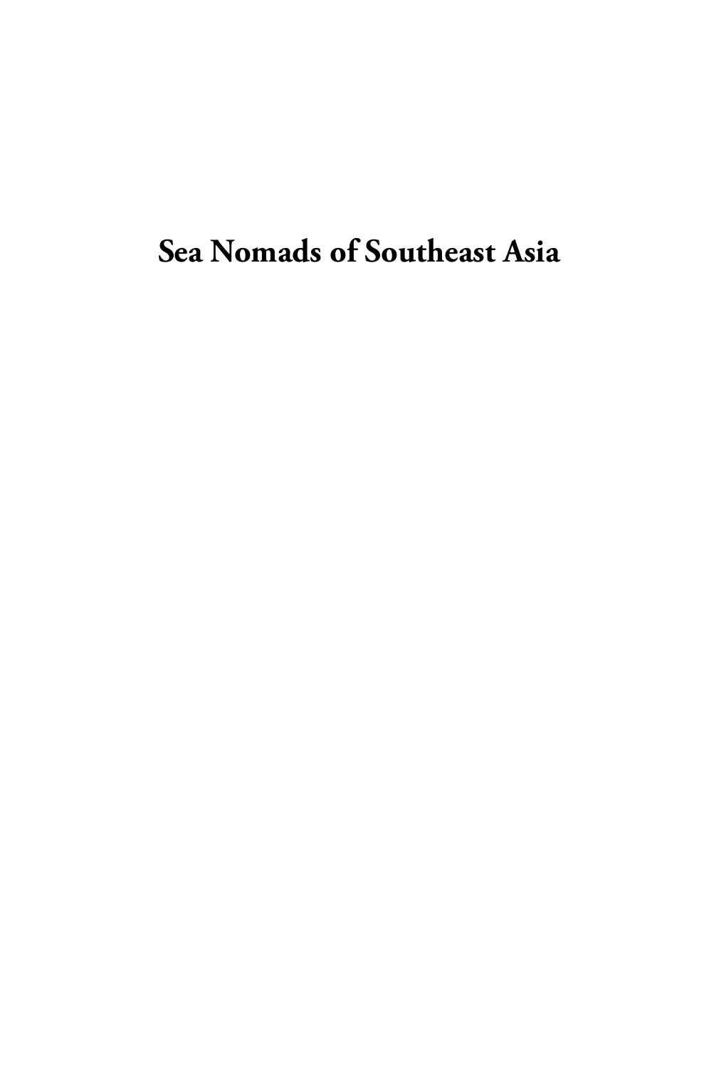# Sea Nomads of Southeast Asia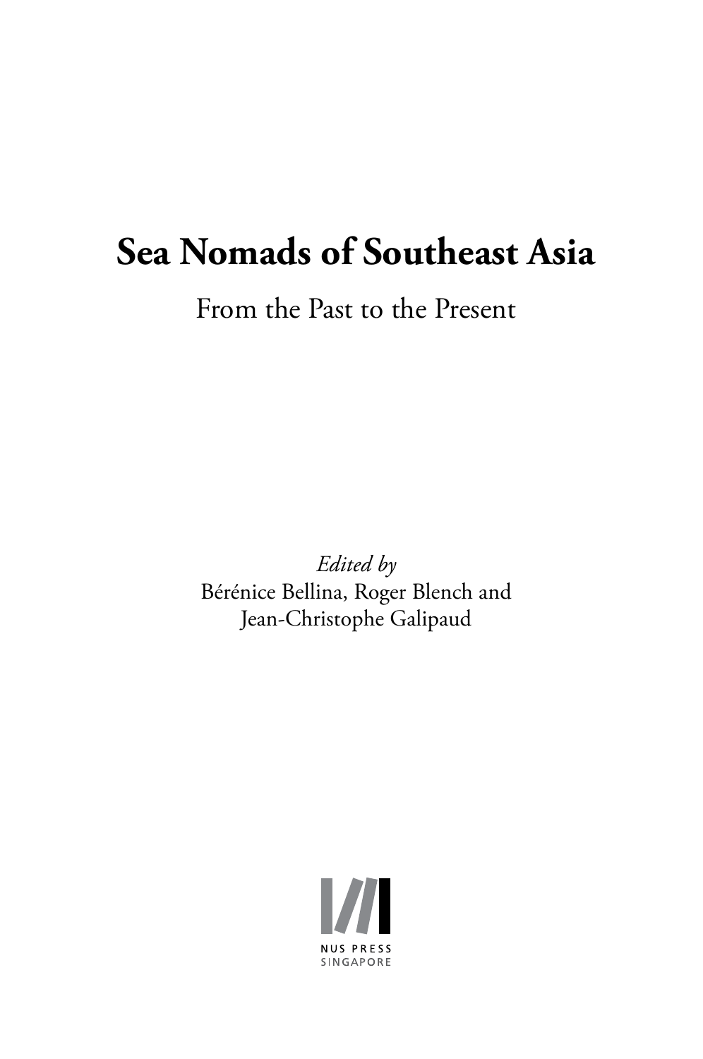# Sea Nomads of Southeast Asia

From the Past to the Present

*Edited by*

Bérénice Bellina, Roger Blench and Jean-Christophe Galipaud

NUS PRESS
SINGAPORE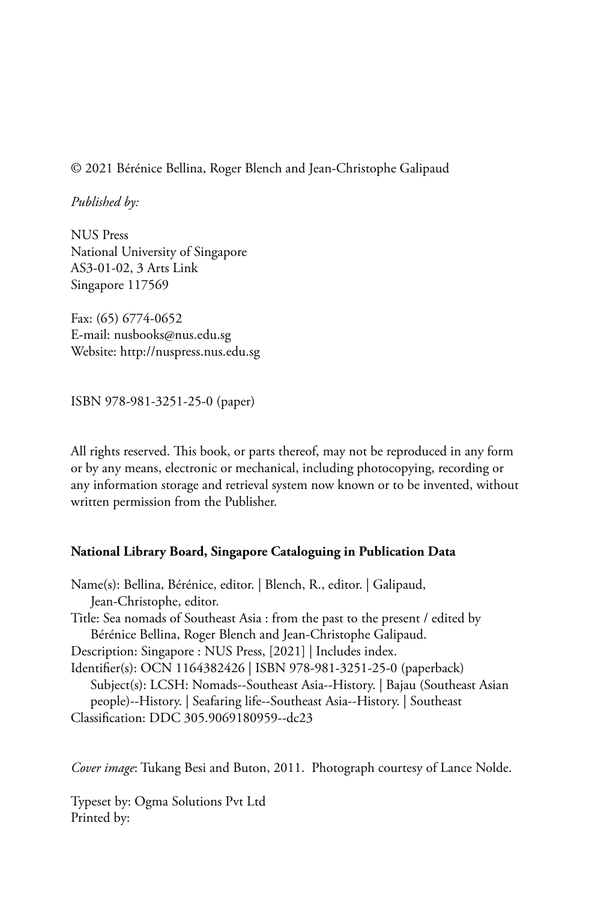© 2021 Bérénice Bellina, Roger Blench and Jean-Christophe Galipaud

*Published by:*

NUS Press
National University of Singapore
AS3-01-02, 3 Arts Link
Singapore 117569

Fax: (65) 6774-0652
E-mail: nusbooks@nus.edu.sg
Website: http://nuspress.nus.edu.sg

ISBN 978-981-3251-25-0 (paper)

All rights reserved. This book, or parts thereof, may not be reproduced in any form or by any means, electronic or mechanical, including photocopying, recording or any information storage and retrieval system now known or to be invented, without written permission from the Publisher.

**National Library Board, Singapore Cataloguing in Publication Data**

Name(s): Bellina, Bérénice, editor. | Blench, R., editor. | Galipaud, Jean-Christophe, editor.
Title: Sea nomads of Southeast Asia : from the past to the present / edited by Bérénice Bellina, Roger Blench and Jean-Christophe Galipaud.
Description: Singapore : NUS Press, [2021] | Includes index.
Identifier(s): OCN 1164382426 | ISBN 978-981-3251-25-0 (paperback)
Subject(s): LCSH: Nomads--Southeast Asia--History. | Bajau (Southeast Asian people)--History. | Seafaring life--Southeast Asia--History. | Southeast
Classification: DDC 305.9069180959--dc23

*Cover image*: Tukang Besi and Buton, 2011. Photograph courtesy of Lance Nolde.

Typeset by: Ogma Solutions Pvt Ltd
Printed by: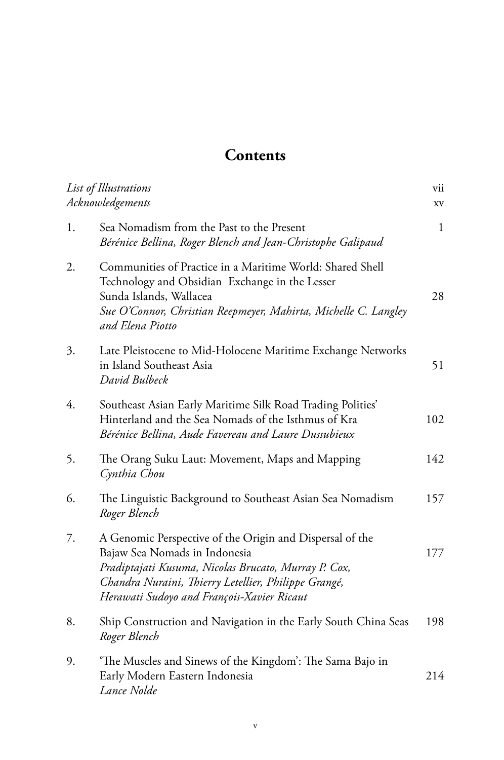# Contents

| | | |
|---|---|---|
| *List of Illustrations* | | vii |
| *Acknowledgements* | | xv |
| 1. | Sea Nomadism from the Past to the Present<br>*Bérénice Bellina, Roger Blench and Jean-Christophe Galipaud* | 1 |
| 2. | Communities of Practice in a Maritime World: Shared Shell Technology and Obsidian Exchange in the Lesser Sunda Islands, Wallacea<br>*Sue O'Connor, Christian Reepmeyer, Mahirta, Michelle C. Langley and Elena Piotto* | 28 |
| 3. | Late Pleistocene to Mid-Holocene Maritime Exchange Networks in Island Southeast Asia<br>*David Bulbeck* | 51 |
| 4. | Southeast Asian Early Maritime Silk Road Trading Polities' Hinterland and the Sea Nomads of the Isthmus of Kra<br>*Bérénice Bellina, Aude Favereau and Laure Dussubieux* | 102 |
| 5. | The Orang Suku Laut: Movement, Maps and Mapping<br>*Cynthia Chou* | 142 |
| 6. | The Linguistic Background to Southeast Asian Sea Nomadism<br>*Roger Blench* | 157 |
| 7. | A Genomic Perspective of the Origin and Dispersal of the Bajaw Sea Nomads in Indonesia<br>*Pradiptajati Kusuma, Nicolas Brucato, Murray P. Cox, Chandra Nuraini, Thierry Letellier, Philippe Grangé, Herawati Sudoyo and François-Xavier Ricaut* | 177 |
| 8. | Ship Construction and Navigation in the Early South China Seas<br>*Roger Blench* | 198 |
| 9. | 'The Muscles and Sinews of the Kingdom': The Sama Bajo in Early Modern Eastern Indonesia<br>*Lance Nolde* | 214 |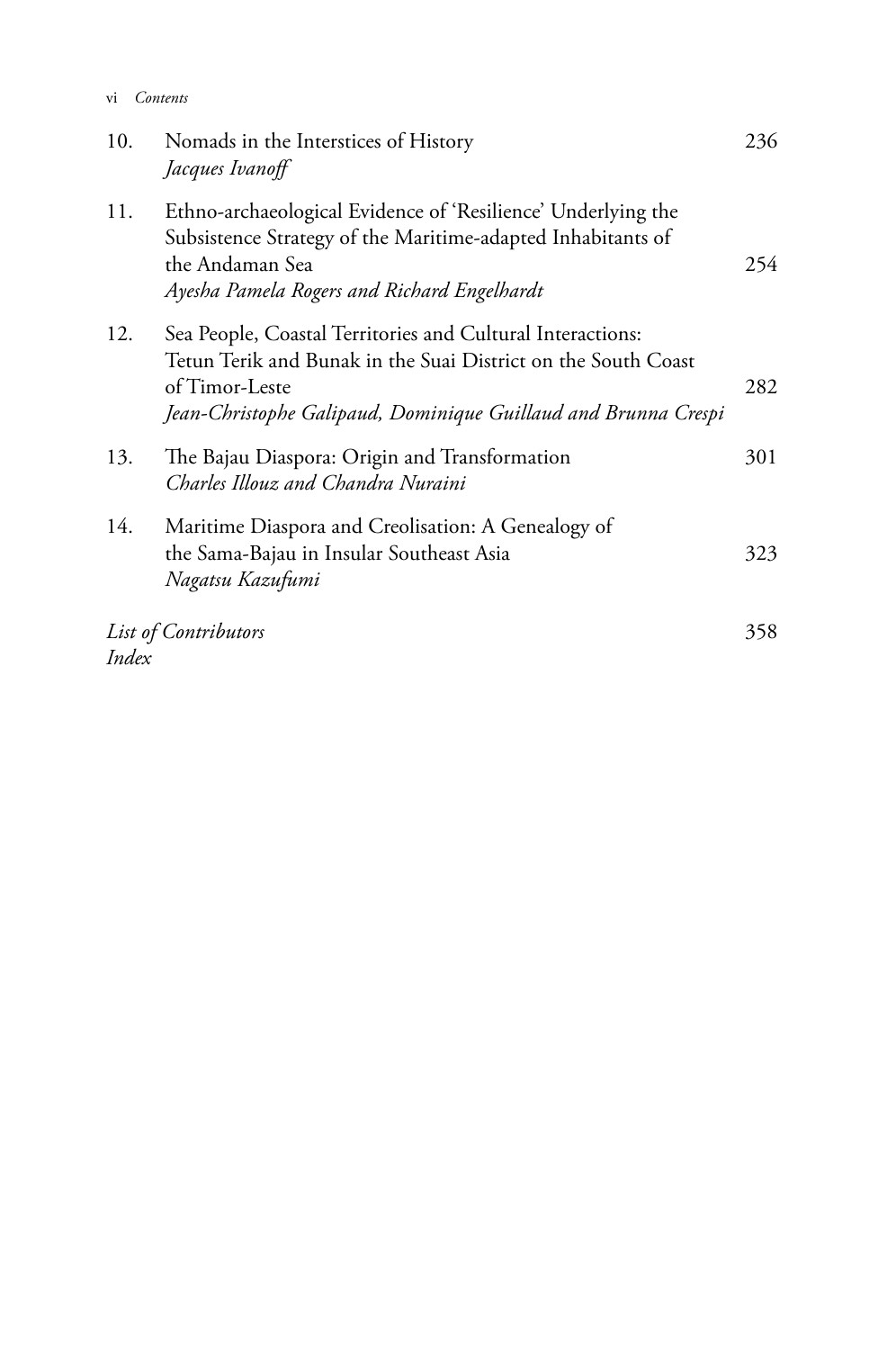| | | |
|---|---|---|
| 10. | Nomads in the Interstices of History<br>*Jacques Ivanoff* | 236 |
| 11. | Ethno-archaeological Evidence of 'Resilience' Underlying the Subsistence Strategy of the Maritime-adapted Inhabitants of the Andaman Sea<br>*Ayesha Pamela Rogers and Richard Engelhardt* | 254 |
| 12. | Sea People, Coastal Territories and Cultural Interactions: Tetun Terik and Bunak in the Suai District on the South Coast of Timor-Leste<br>*Jean-Christophe Galipaud, Dominique Guillaud and Brunna Crespi* | 282 |
| 13. | The Bajau Diaspora: Origin and Transformation<br>*Charles Illouz and Chandra Nuraini* | 301 |
| 14. | Maritime Diaspora and Creolisation: A Genealogy of the Sama-Bajau in Insular Southeast Asia<br>*Nagatsu Kazufumi* | 323 |

*List of Contributors* 358

*Index*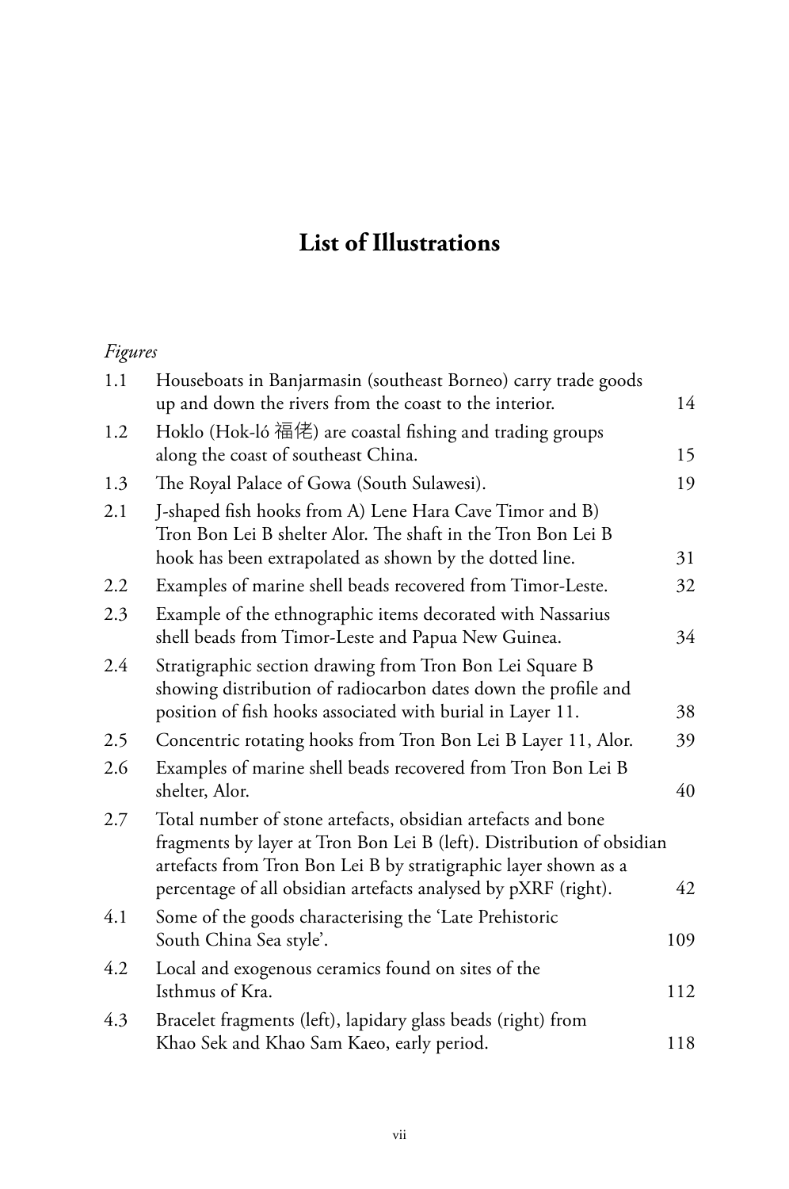# List of Illustrations

*Figures*

| | | |
|---|---|---|
| 1.1 | Houseboats in Banjarmasin (southeast Borneo) carry trade goods up and down the rivers from the coast to the interior. | 14 |
| 1.2 | Hoklo (Hok-ló 福佬) are coastal fishing and trading groups along the coast of southeast China. | 15 |
| 1.3 | The Royal Palace of Gowa (South Sulawesi). | 19 |
| 2.1 | J-shaped fish hooks from A) Lene Hara Cave Timor and B) Tron Bon Lei B shelter Alor. The shaft in the Tron Bon Lei B hook has been extrapolated as shown by the dotted line. | 31 |
| 2.2 | Examples of marine shell beads recovered from Timor-Leste. | 32 |
| 2.3 | Example of the ethnographic items decorated with Nassarius shell beads from Timor-Leste and Papua New Guinea. | 34 |
| 2.4 | Stratigraphic section drawing from Tron Bon Lei Square B showing distribution of radiocarbon dates down the profile and position of fish hooks associated with burial in Layer 11. | 38 |
| 2.5 | Concentric rotating hooks from Tron Bon Lei B Layer 11, Alor. | 39 |
| 2.6 | Examples of marine shell beads recovered from Tron Bon Lei B shelter, Alor. | 40 |
| 2.7 | Total number of stone artefacts, obsidian artefacts and bone fragments by layer at Tron Bon Lei B (left). Distribution of obsidian artefacts from Tron Bon Lei B by stratigraphic layer shown as a percentage of all obsidian artefacts analysed by pXRF (right). | 42 |
| 4.1 | Some of the goods characterising the 'Late Prehistoric South China Sea style'. | 109 |
| 4.2 | Local and exogenous ceramics found on sites of the Isthmus of Kra. | 112 |
| 4.3 | Bracelet fragments (left), lapidary glass beads (right) from Khao Sek and Khao Sam Kaeo, early period. | 118 |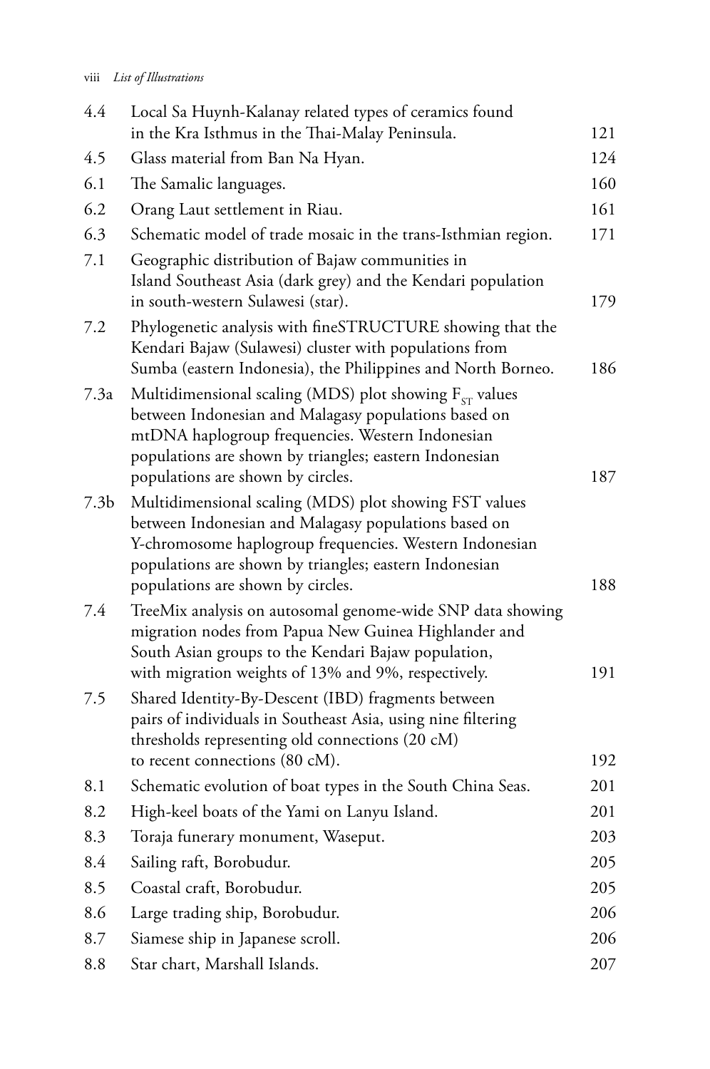| | | |
|---|---|---|
| 4.4 | Local Sa Huynh-Kalanay related types of ceramics found in the Kra Isthmus in the Thai-Malay Peninsula. | 121 |
| 4.5 | Glass material from Ban Na Hyan. | 124 |
| 6.1 | The Samalic languages. | 160 |
| 6.2 | Orang Laut settlement in Riau. | 161 |
| 6.3 | Schematic model of trade mosaic in the trans-Isthmian region. | 171 |
| 7.1 | Geographic distribution of Bajaw communities in Island Southeast Asia (dark grey) and the Kendari population in south-western Sulawesi (star). | 179 |
| 7.2 | Phylogenetic analysis with fineSTRUCTURE showing that the Kendari Bajaw (Sulawesi) cluster with populations from Sumba (eastern Indonesia), the Philippines and North Borneo. | 186 |
| 7.3a | Multidimensional scaling (MDS) plot showing $F_{ST}$ values between Indonesian and Malagasy populations based on mtDNA haplogroup frequencies. Western Indonesian populations are shown by triangles; eastern Indonesian populations are shown by circles. | 187 |
| 7.3b | Multidimensional scaling (MDS) plot showing FST values between Indonesian and Malagasy populations based on Y-chromosome haplogroup frequencies. Western Indonesian populations are shown by triangles; eastern Indonesian populations are shown by circles. | 188 |
| 7.4 | TreeMix analysis on autosomal genome-wide SNP data showing migration nodes from Papua New Guinea Highlander and South Asian groups to the Kendari Bajaw population, with migration weights of 13% and 9%, respectively. | 191 |
| 7.5 | Shared Identity-By-Descent (IBD) fragments between pairs of individuals in Southeast Asia, using nine filtering thresholds representing old connections (20 cM) to recent connections (80 cM). | 192 |
| 8.1 | Schematic evolution of boat types in the South China Seas. | 201 |
| 8.2 | High-keel boats of the Yami on Lanyu Island. | 201 |
| 8.3 | Toraja funerary monument, Waseput. | 203 |
| 8.4 | Sailing raft, Borobudur. | 205 |
| 8.5 | Coastal craft, Borobudur. | 205 |
| 8.6 | Large trading ship, Borobudur. | 206 |
| 8.7 | Siamese ship in Japanese scroll. | 206 |
| 8.8 | Star chart, Marshall Islands. | 207 |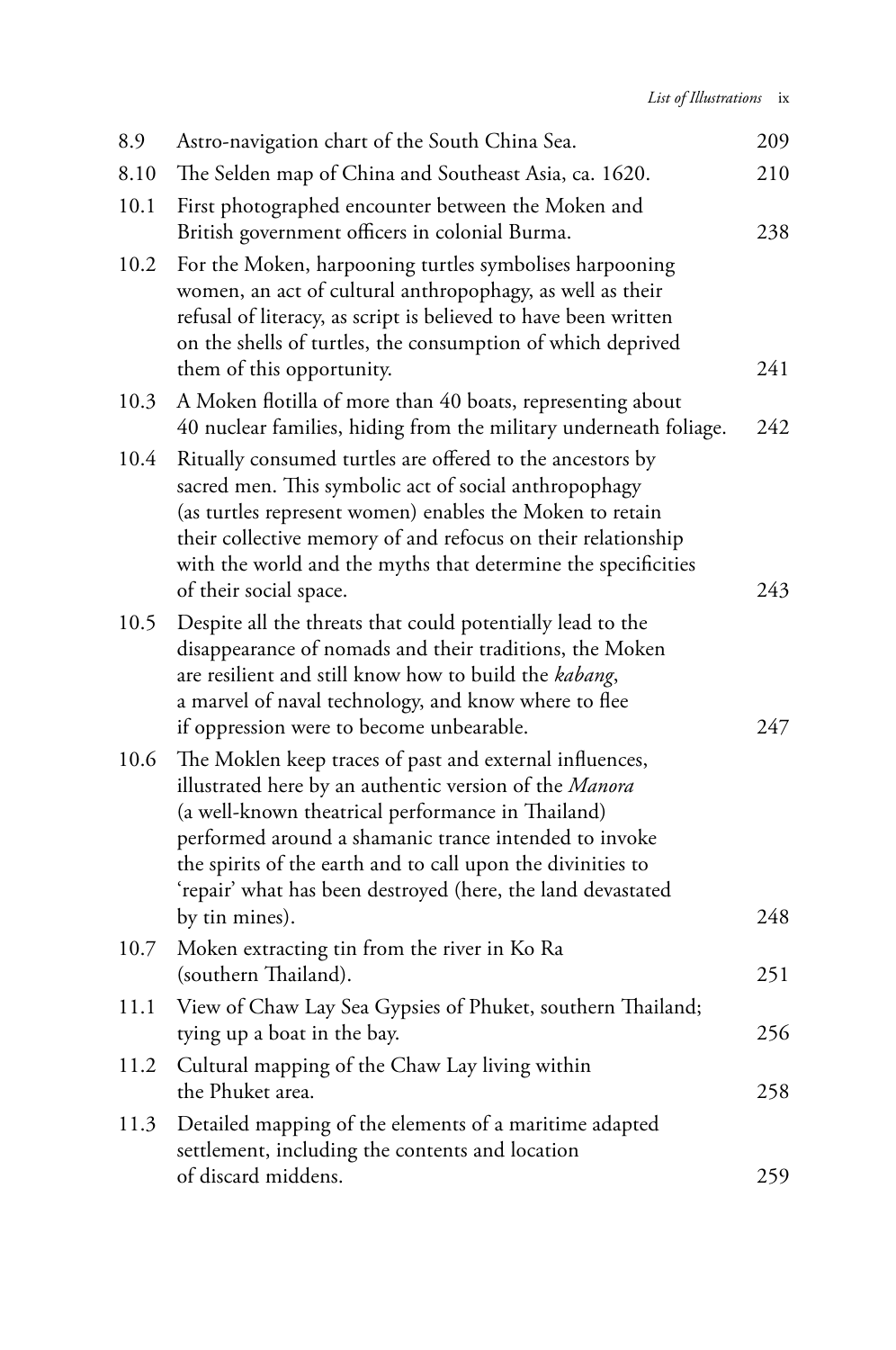| | | |
|---|---|---|
| 8.9 | Astro-navigation chart of the South China Sea. | 209 |
| 8.10 | The Selden map of China and Southeast Asia, ca. 1620. | 210 |
| 10.1 | First photographed encounter between the Moken and British government officers in colonial Burma. | 238 |
| 10.2 | For the Moken, harpooning turtles symbolises harpooning women, an act of cultural anthropophagy, as well as their refusal of literacy, as script is believed to have been written on the shells of turtles, the consumption of which deprived them of this opportunity. | 241 |
| 10.3 | A Moken flotilla of more than 40 boats, representing about 40 nuclear families, hiding from the military underneath foliage. | 242 |
| 10.4 | Ritually consumed turtles are offered to the ancestors by sacred men. This symbolic act of social anthropophagy (as turtles represent women) enables the Moken to retain their collective memory of and refocus on their relationship with the world and the myths that determine the specificities of their social space. | 243 |
| 10.5 | Despite all the threats that could potentially lead to the disappearance of nomads and their traditions, the Moken are resilient and still know how to build the *kabang*, a marvel of naval technology, and know where to flee if oppression were to become unbearable. | 247 |
| 10.6 | The Moklen keep traces of past and external influences, illustrated here by an authentic version of the *Manora* (a well-known theatrical performance in Thailand) performed around a shamanic trance intended to invoke the spirits of the earth and to call upon the divinities to 'repair' what has been destroyed (here, the land devastated by tin mines). | 248 |
| 10.7 | Moken extracting tin from the river in Ko Ra (southern Thailand). | 251 |
| 11.1 | View of Chaw Lay Sea Gypsies of Phuket, southern Thailand; tying up a boat in the bay. | 256 |
| 11.2 | Cultural mapping of the Chaw Lay living within the Phuket area. | 258 |
| 11.3 | Detailed mapping of the elements of a maritime adapted settlement, including the contents and location of discard middens. | 259 |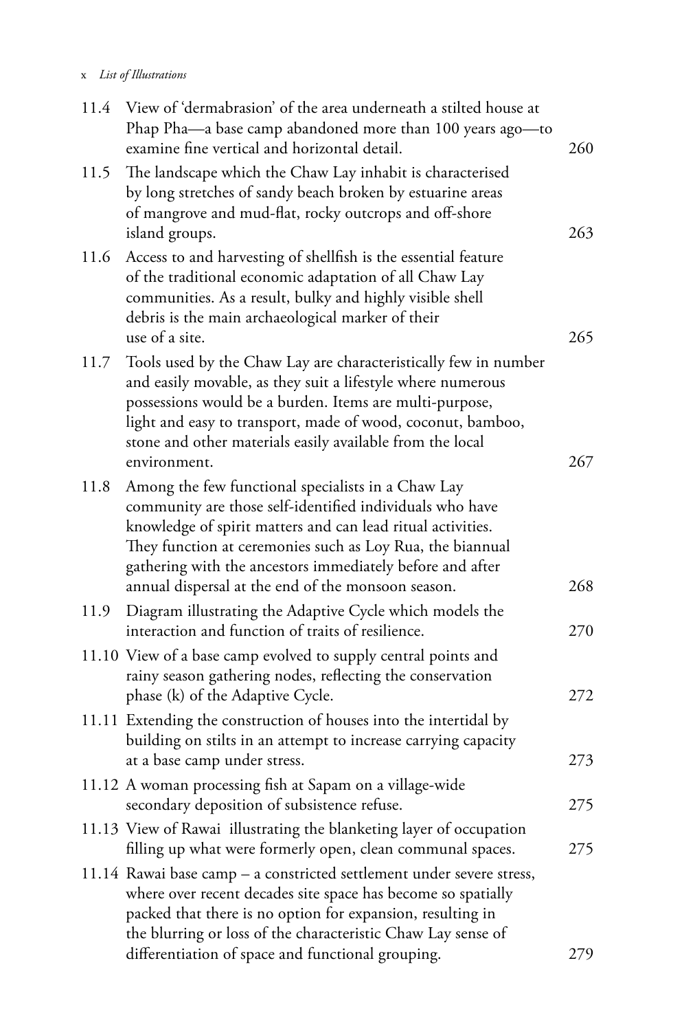11.4 View of 'dermabrasion' of the area underneath a stilted house at Phap Pha—a base camp abandoned more than 100 years ago—to examine fine vertical and horizontal detail. 260

11.5 The landscape which the Chaw Lay inhabit is characterised by long stretches of sandy beach broken by estuarine areas of mangrove and mud-flat, rocky outcrops and off-shore island groups. 263

11.6 Access to and harvesting of shellfish is the essential feature of the traditional economic adaptation of all Chaw Lay communities. As a result, bulky and highly visible shell debris is the main archaeological marker of their use of a site. 265

11.7 Tools used by the Chaw Lay are characteristically few in number and easily movable, as they suit a lifestyle where numerous possessions would be a burden. Items are multi-purpose, light and easy to transport, made of wood, coconut, bamboo, stone and other materials easily available from the local environment. 267

11.8 Among the few functional specialists in a Chaw Lay community are those self-identified individuals who have knowledge of spirit matters and can lead ritual activities. They function at ceremonies such as Loy Rua, the biannual gathering with the ancestors immediately before and after annual dispersal at the end of the monsoon season. 268

11.9 Diagram illustrating the Adaptive Cycle which models the interaction and function of traits of resilience. 270

11.10 View of a base camp evolved to supply central points and rainy season gathering nodes, reflecting the conservation phase (k) of the Adaptive Cycle. 272

11.11 Extending the construction of houses into the intertidal by building on stilts in an attempt to increase carrying capacity at a base camp under stress. 273

11.12 A woman processing fish at Sapam on a village-wide secondary deposition of subsistence refuse. 275

11.13 View of Rawai illustrating the blanketing layer of occupation filling up what were formerly open, clean communal spaces. 275

11.14 Rawai base camp – a constricted settlement under severe stress, where over recent decades site space has become so spatially packed that there is no option for expansion, resulting in the blurring or loss of the characteristic Chaw Lay sense of differentiation of space and functional grouping. 279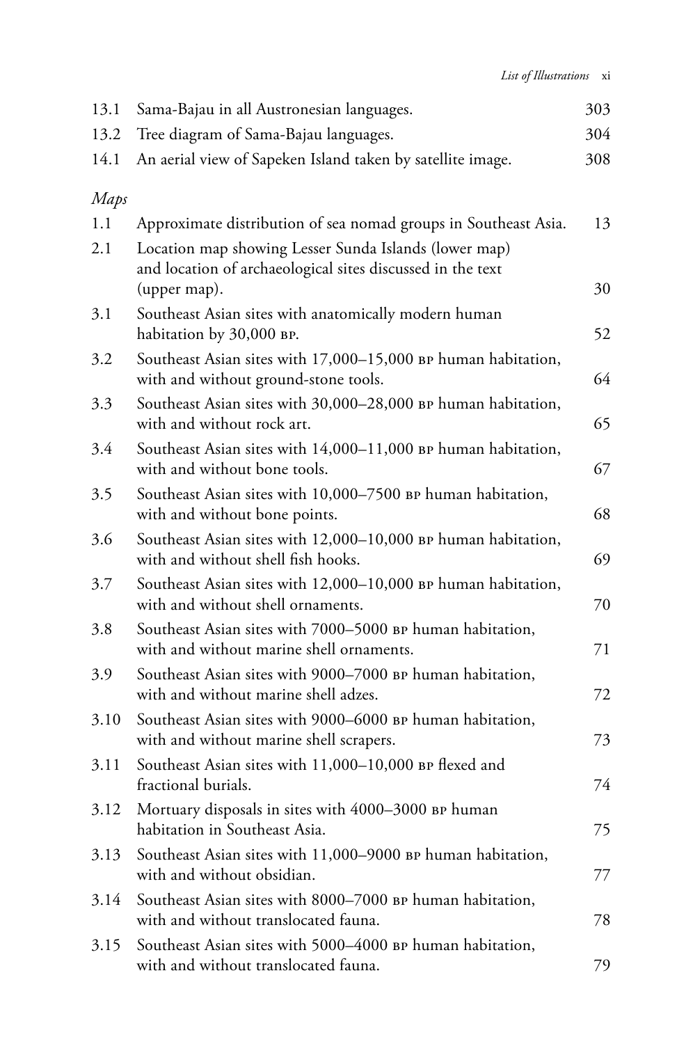| | | |
|---|---|---|
| 13.1 | Sama-Bajau in all Austronesian languages. | 303 |
| 13.2 | Tree diagram of Sama-Bajau languages. | 304 |
| 14.1 | An aerial view of Sapeken Island taken by satellite image. | 308 |

*Maps*

| | | |
|---|---|---|
| 1.1 | Approximate distribution of sea nomad groups in Southeast Asia. | 13 |
| 2.1 | Location map showing Lesser Sunda Islands (lower map) and location of archaeological sites discussed in the text (upper map). | 30 |
| 3.1 | Southeast Asian sites with anatomically modern human habitation by 30,000 BP. | 52 |
| 3.2 | Southeast Asian sites with 17,000–15,000 BP human habitation, with and without ground-stone tools. | 64 |
| 3.3 | Southeast Asian sites with 30,000–28,000 BP human habitation, with and without rock art. | 65 |
| 3.4 | Southeast Asian sites with 14,000–11,000 BP human habitation, with and without bone tools. | 67 |
| 3.5 | Southeast Asian sites with 10,000–7500 BP human habitation, with and without bone points. | 68 |
| 3.6 | Southeast Asian sites with 12,000–10,000 BP human habitation, with and without shell fish hooks. | 69 |
| 3.7 | Southeast Asian sites with 12,000–10,000 BP human habitation, with and without shell ornaments. | 70 |
| 3.8 | Southeast Asian sites with 7000–5000 BP human habitation, with and without marine shell ornaments. | 71 |
| 3.9 | Southeast Asian sites with 9000–7000 BP human habitation, with and without marine shell adzes. | 72 |
| 3.10 | Southeast Asian sites with 9000–6000 BP human habitation, with and without marine shell scrapers. | 73 |
| 3.11 | Southeast Asian sites with 11,000–10,000 BP flexed and fractional burials. | 74 |
| 3.12 | Mortuary disposals in sites with 4000–3000 BP human habitation in Southeast Asia. | 75 |
| 3.13 | Southeast Asian sites with 11,000–9000 BP human habitation, with and without obsidian. | 77 |
| 3.14 | Southeast Asian sites with 8000–7000 BP human habitation, with and without translocated fauna. | 78 |
| 3.15 | Southeast Asian sites with 5000–4000 BP human habitation, with and without translocated fauna. | 79 |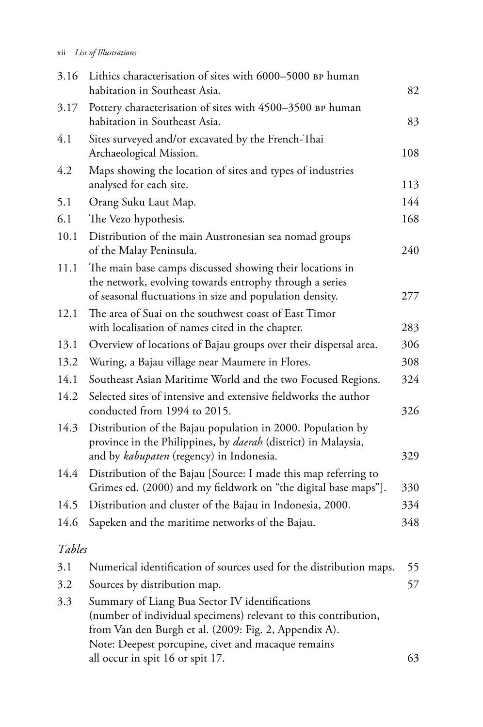| | | |
|---|---|---|
| 3.16 | Lithics characterisation of sites with 6000–5000 BP human habitation in Southeast Asia. | 82 |
| 3.17 | Pottery characterisation of sites with 4500–3500 BP human habitation in Southeast Asia. | 83 |
| 4.1 | Sites surveyed and/or excavated by the French-Thai Archaeological Mission. | 108 |
| 4.2 | Maps showing the location of sites and types of industries analysed for each site. | 113 |
| 5.1 | Orang Suku Laut Map. | 144 |
| 6.1 | The Vezo hypothesis. | 168 |
| 10.1 | Distribution of the main Austronesian sea nomad groups of the Malay Peninsula. | 240 |
| 11.1 | The main base camps discussed showing their locations in the network, evolving towards entrophy through a series of seasonal fluctuations in size and population density. | 277 |
| 12.1 | The area of Suai on the southwest coast of East Timor with localisation of names cited in the chapter. | 283 |
| 13.1 | Overview of locations of Bajau groups over their dispersal area. | 306 |
| 13.2 | Wuring, a Bajau village near Maumere in Flores. | 308 |
| 14.1 | Southeast Asian Maritime World and the two Focused Regions. | 324 |
| 14.2 | Selected sites of intensive and extensive fieldworks the author conducted from 1994 to 2015. | 326 |
| 14.3 | Distribution of the Bajau population in 2000. Population by province in the Philippines, by *daerah* (district) in Malaysia, and by *kabupaten* (regency) in Indonesia. | 329 |
| 14.4 | Distribution of the Bajau [Source: I made this map referring to Grimes ed. (2000) and my fieldwork on "the digital base maps"]. | 330 |
| 14.5 | Distribution and cluster of the Bajau in Indonesia, 2000. | 334 |
| 14.6 | Sapeken and the maritime networks of the Bajau. | 348 |

*Tables*

| | | |
|---|---|---|
| 3.1 | Numerical identification of sources used for the distribution maps. | 55 |
| 3.2 | Sources by distribution map. | 57 |
| 3.3 | Summary of Liang Bua Sector IV identifications (number of individual specimens) relevant to this contribution, from Van den Burgh et al. (2009: Fig. 2, Appendix A). Note: Deepest porcupine, civet and macaque remains all occur in spit 16 or spit 17. | 63 |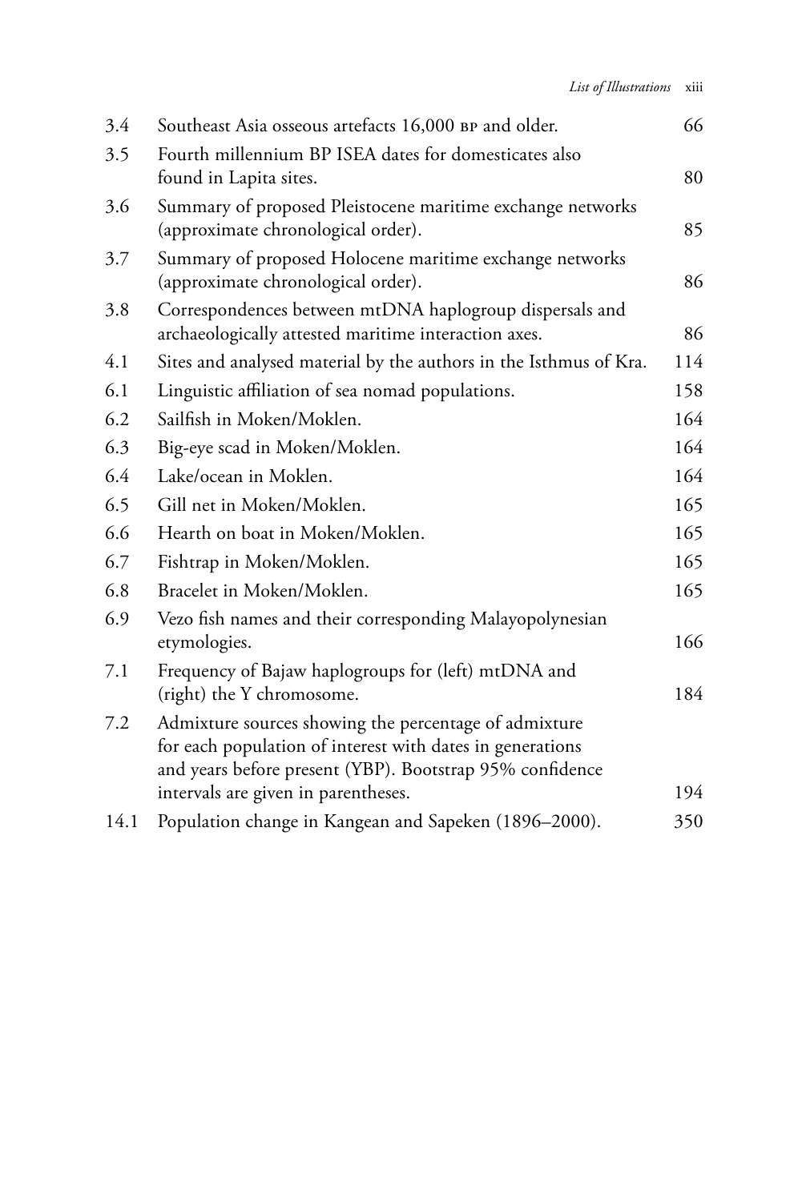| | | |
|---|---|---|
| 3.4 | Southeast Asia osseous artefacts 16,000 BP and older. | 66 |
| 3.5 | Fourth millennium BP ISEA dates for domesticates also found in Lapita sites. | 80 |
| 3.6 | Summary of proposed Pleistocene maritime exchange networks (approximate chronological order). | 85 |
| 3.7 | Summary of proposed Holocene maritime exchange networks (approximate chronological order). | 86 |
| 3.8 | Correspondences between mtDNA haplogroup dispersals and archaeologically attested maritime interaction axes. | 86 |
| 4.1 | Sites and analysed material by the authors in the Isthmus of Kra. | 114 |
| 6.1 | Linguistic affiliation of sea nomad populations. | 158 |
| 6.2 | Sailfish in Moken/Moklen. | 164 |
| 6.3 | Big-eye scad in Moken/Moklen. | 164 |
| 6.4 | Lake/ocean in Moklen. | 164 |
| 6.5 | Gill net in Moken/Moklen. | 165 |
| 6.6 | Hearth on boat in Moken/Moklen. | 165 |
| 6.7 | Fishtrap in Moken/Moklen. | 165 |
| 6.8 | Bracelet in Moken/Moklen. | 165 |
| 6.9 | Vezo fish names and their corresponding Malayopolynesian etymologies. | 166 |
| 7.1 | Frequency of Bajaw haplogroups for (left) mtDNA and (right) the Y chromosome. | 184 |
| 7.2 | Admixture sources showing the percentage of admixture for each population of interest with dates in generations and years before present (YBP). Bootstrap 95% confidence intervals are given in parentheses. | 194 |
| 14.1 | Population change in Kangean and Sapeken (1896–2000). | 350 |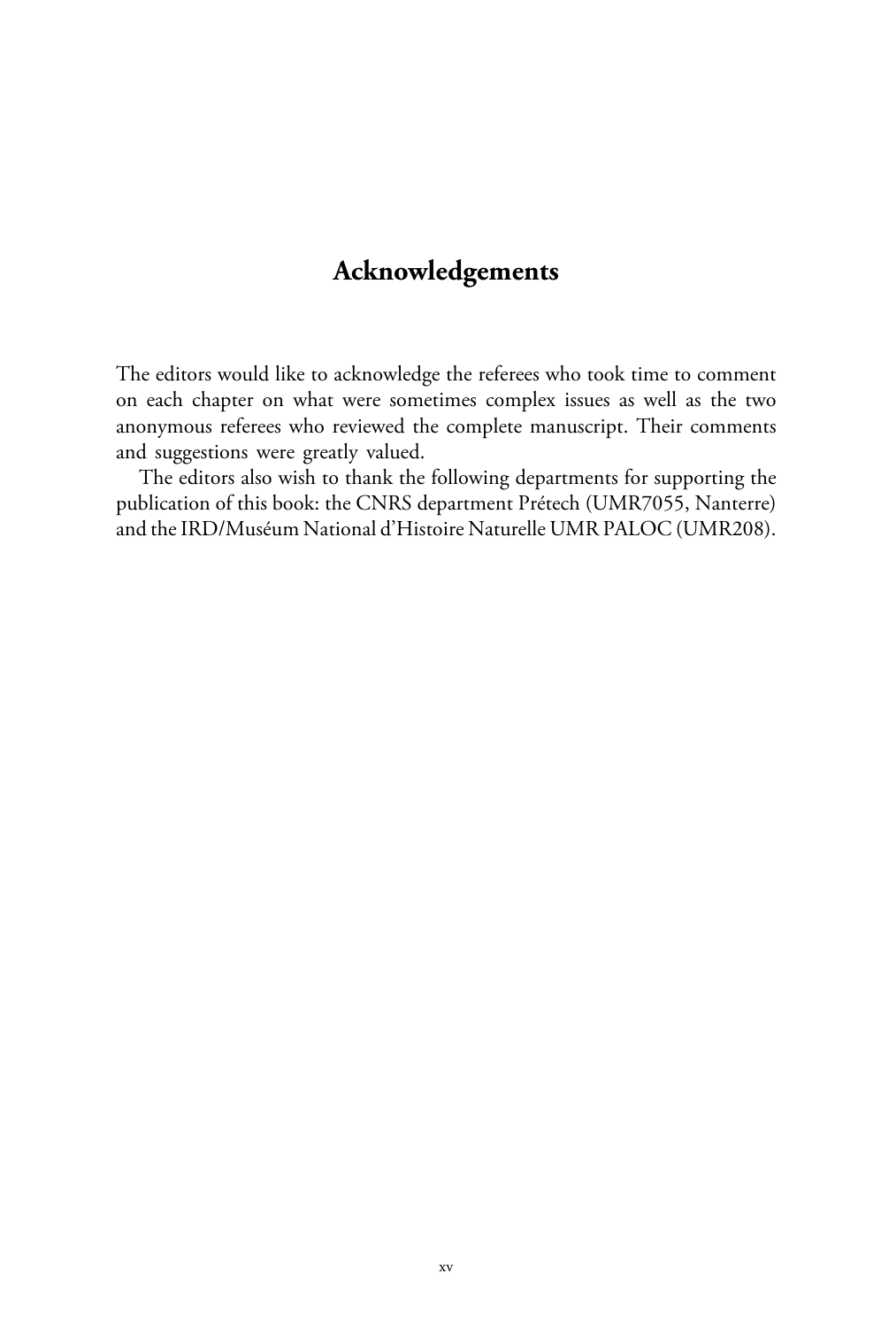# Acknowledgements

The editors would like to acknowledge the referees who took time to comment on each chapter on what were sometimes complex issues as well as the two anonymous referees who reviewed the complete manuscript. Their comments and suggestions were greatly valued.

The editors also wish to thank the following departments for supporting the publication of this book: the CNRS department Prétech (UMR7055, Nanterre) and the IRD/Muséum National d'Histoire Naturelle UMR PALOC (UMR208).